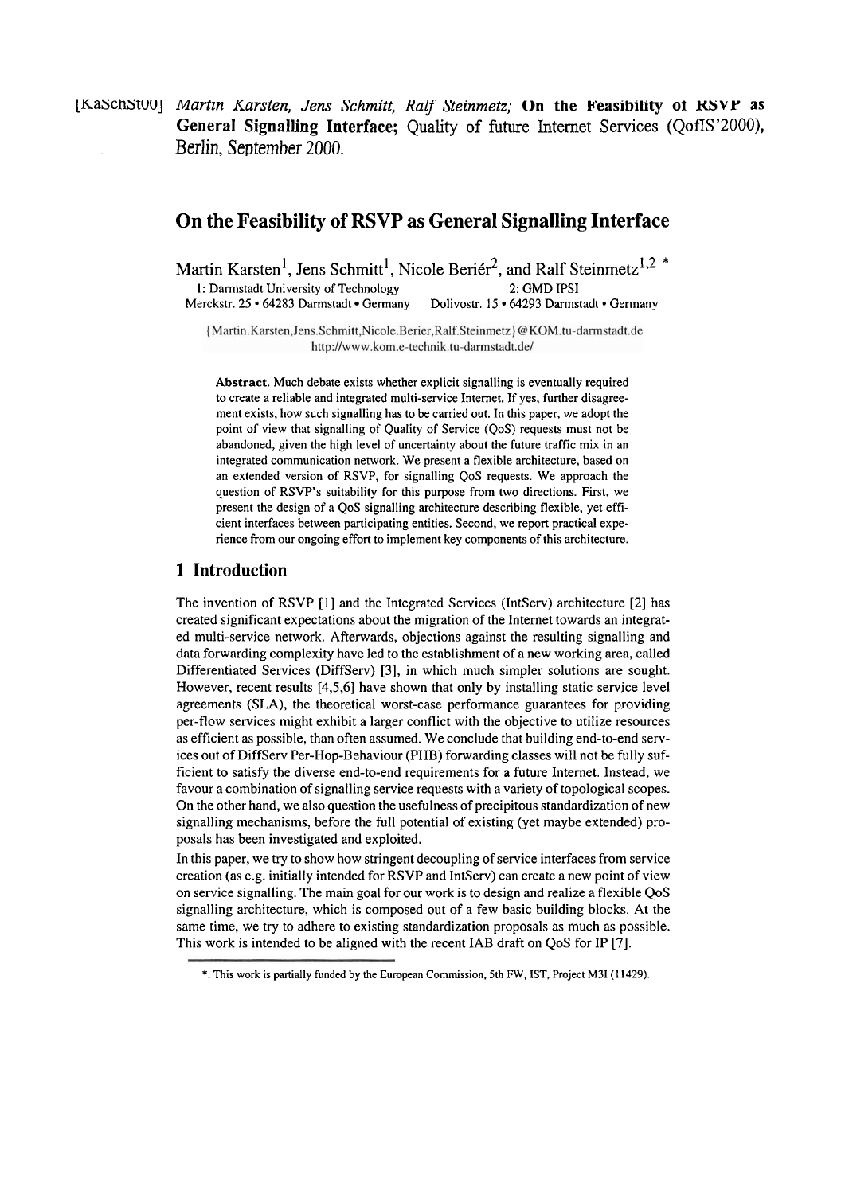[KaSchSt00] *Martin Karsten, Jens Schmitt, Ralf Steinmetz;* **On the Feasibility of RSVP as General Signalling Interface;** Quality of future Internet Services (QofIS'2000), Berlin, September 2000.

# On the Feasibility of RSVP as General Signalling Interface

Martin Karsten[1], Jens Schmitt[1], Nicole Beriér[2], and Ralf Steinmetz[1,2] *

1: Darmstadt University of Technology
Merckstr. 25 • 64283 Darmstadt • Germany

2: GMD IPSI
Dolivostr. 15 • 64293 Darmstadt • Germany

{Martin.Karsten,Jens.Schmitt,Nicole.Berier,Ralf.Steinmetz}@KOM.tu-darmstadt.de
http://www.kom.e-technik.tu-darmstadt.de/

**Abstract.** Much debate exists whether explicit signalling is eventually required to create a reliable and integrated multi-service Internet. If yes, further disagreement exists, how such signalling has to be carried out. In this paper, we adopt the point of view that signalling of Quality of Service (QoS) requests must not be abandoned, given the high level of uncertainty about the future traffic mix in an integrated communication network. We present a flexible architecture, based on an extended version of RSVP, for signalling QoS requests. We approach the question of RSVP's suitability for this purpose from two directions. First, we present the design of a QoS signalling architecture describing flexible, yet efficient interfaces between participating entities. Second, we report practical experience from our ongoing effort to implement key components of this architecture.

## 1 Introduction

The invention of RSVP [1] and the Integrated Services (IntServ) architecture [2] has created significant expectations about the migration of the Internet towards an integrated multi-service network. Afterwards, objections against the resulting signalling and data forwarding complexity have led to the establishment of a new working area, called Differentiated Services (DiffServ) [3], in which much simpler solutions are sought. However, recent results [4,5,6] have shown that only by installing static service level agreements (SLA), the theoretical worst-case performance guarantees for providing per-flow services might exhibit a larger conflict with the objective to utilize resources as efficient as possible, than often assumed. We conclude that building end-to-end services out of DiffServ Per-Hop-Behaviour (PHB) forwarding classes will not be fully sufficient to satisfy the diverse end-to-end requirements for a future Internet. Instead, we favour a combination of signalling service requests with a variety of topological scopes. On the other hand, we also question the usefulness of precipitous standardization of new signalling mechanisms, before the full potential of existing (yet maybe extended) proposals has been investigated and exploited.

In this paper, we try to show how stringent decoupling of service interfaces from service creation (as e.g. initially intended for RSVP and IntServ) can create a new point of view on service signalling. The main goal for our work is to design and realize a flexible QoS signalling architecture, which is composed out of a few basic building blocks. At the same time, we try to adhere to existing standardization proposals as much as possible. This work is intended to be aligned with the recent IAB draft on QoS for IP [7].

*. This work is partially funded by the European Commission, 5th FW, IST, Project M3I (11429).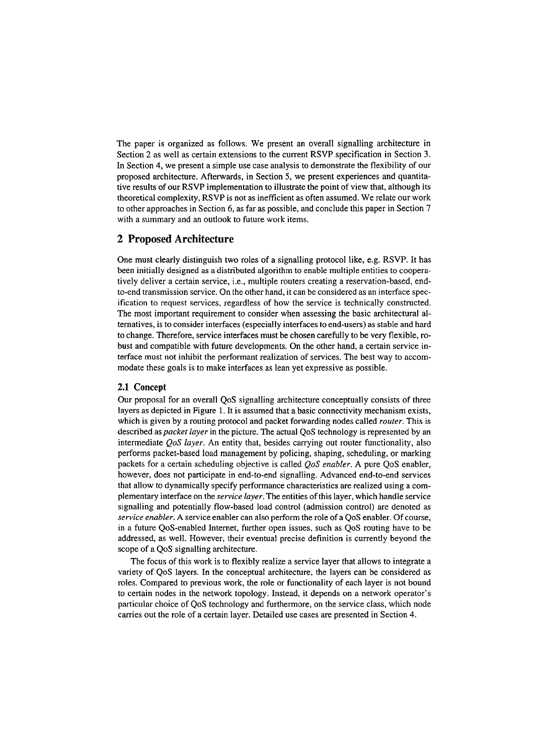The paper is organized as follows. We present an overall signalling architecture in Section 2 as well as certain extensions to the current RSVP specification in Section 3. In Section 4, we present a simple use case analysis to demonstrate the flexibility of our proposed architecture. Afterwards, in Section 5, we present experiences and quantitative results of our RSVP implementation to illustrate the point of view that, although its theoretical complexity, RSVP is not as inefficient as often assumed. We relate our work to other approaches in Section 6, as far as possible, and conclude this paper in Section 7 with a summary and an outlook to future work items.

## 2 Proposed Architecture

One must clearly distinguish two roles of a signalling protocol like, e.g. RSVP. It has been initially designed as a distributed algorithm to enable multiple entities to cooperatively deliver a certain service, i.e., multiple routers creating a reservation-based, end-to-end transmission service. On the other hand, it can be considered as an interface specification to request services, regardless of how the service is technically constructed. The most important requirement to consider when assessing the basic architectural alternatives, is to consider interfaces (especially interfaces to end-users) as stable and hard to change. Therefore, service interfaces must be chosen carefully to be very flexible, robust and compatible with future developments. On the other hand, a certain service interface must not inhibit the performant realization of services. The best way to accommodate these goals is to make interfaces as lean yet expressive as possible.

### 2.1 Concept

Our proposal for an overall QoS signalling architecture conceptually consists of three layers as depicted in Figure 1. It is assumed that a basic connectivity mechanism exists, which is given by a routing protocol and packet forwarding nodes called *router*. This is described as *packet layer* in the picture. The actual QoS technology is represented by an intermediate *QoS layer*. An entity that, besides carrying out router functionality, also performs packet-based load management by policing, shaping, scheduling, or marking packets for a certain scheduling objective is called *QoS enabler*. A pure QoS enabler, however, does not participate in end-to-end signalling. Advanced end-to-end services that allow to dynamically specify performance characteristics are realized using a complementary interface on the *service layer*. The entities of this layer, which handle service signalling and potentially flow-based load control (admission control) are denoted as *service enabler*. A service enabler can also perform the role of a QoS enabler. Of course, in a future QoS-enabled Internet, further open issues, such as QoS routing have to be addressed, as well. However, their eventual precise definition is currently beyond the scope of a QoS signalling architecture.

The focus of this work is to flexibly realize a service layer that allows to integrate a variety of QoS layers. In the conceptual architecture, the layers can be considered as roles. Compared to previous work, the role or functionality of each layer is not bound to certain nodes in the network topology. Instead, it depends on a network operator's particular choice of QoS technology and furthermore, on the service class, which node carries out the role of a certain layer. Detailed use cases are presented in Section 4.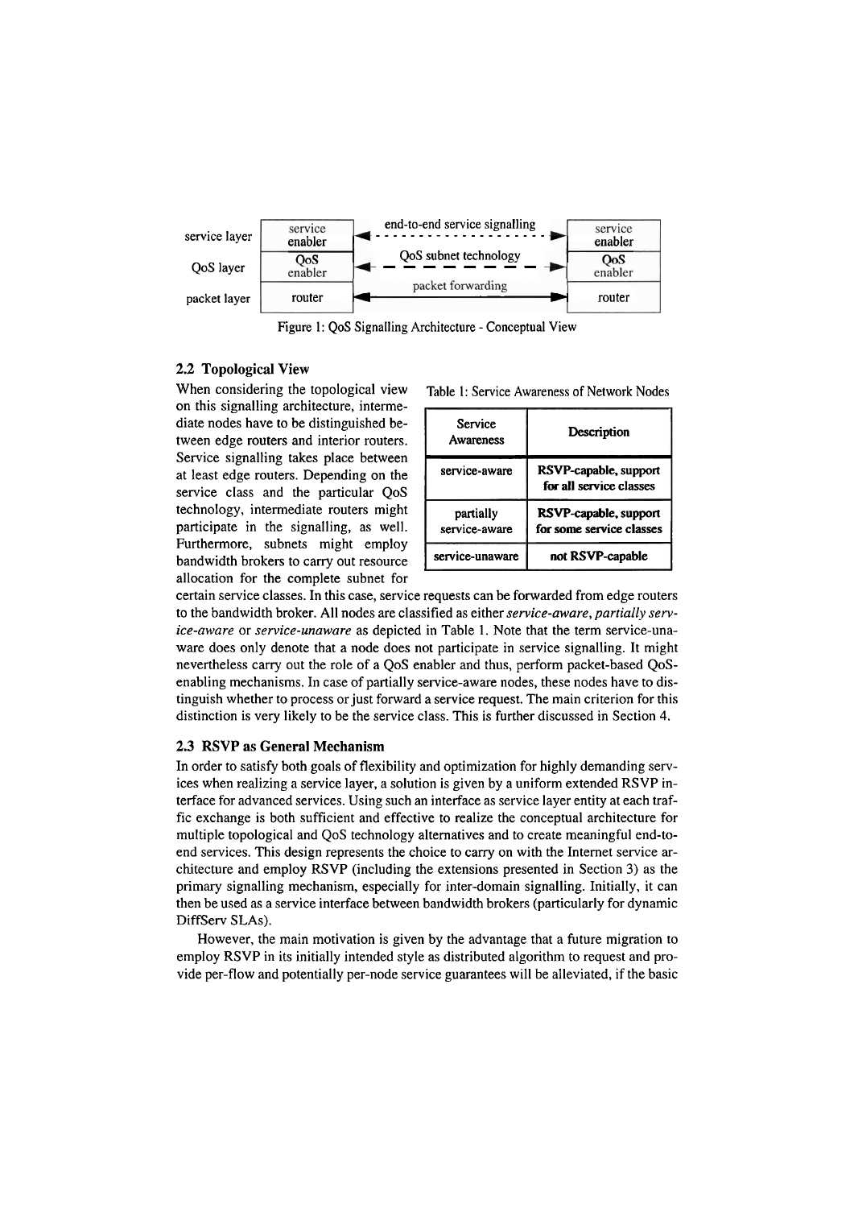Figure 1: QoS Signalling Architecture - Conceptual View

## 2.2 Topological View

When considering the topological view on this signalling architecture, intermediate nodes have to be distinguished between edge routers and interior routers. Service signalling takes place between at least edge routers. Depending on the service class and the particular QoS technology, intermediate routers might participate in the signalling, as well. Furthermore, subnets might employ bandwidth brokers to carry out resource allocation for the complete subnet for certain service classes. In this case, service requests can be forwarded from edge routers to the bandwidth broker. All nodes are classified as either *service-aware*, *partially service-aware* or *service-unaware* as depicted in Table 1. Note that the term service-unaware does only denote that a node does not participate in service signalling. It might nevertheless carry out the role of a QoS enabler and thus, perform packet-based QoS-enabling mechanisms. In case of partially service-aware nodes, these nodes have to distinguish whether to process or just forward a service request. The main criterion for this distinction is very likely to be the service class. This is further discussed in Section 4.

Table 1: Service Awareness of Network Nodes

| Service Awareness | Description |
|---|---|
| service-aware | **RSVP-capable, support for all service classes** |
| partially service-aware | **RSVP-capable, support for some service classes** |
| service-unaware | **not RSVP-capable** |

## 2.3 RSVP as General Mechanism

In order to satisfy both goals of flexibility and optimization for highly demanding services when realizing a service layer, a solution is given by a uniform extended RSVP interface for advanced services. Using such an interface as service layer entity at each traffic exchange is both sufficient and effective to realize the conceptual architecture for multiple topological and QoS technology alternatives and to create meaningful end-to-end services. This design represents the choice to carry on with the Internet service architecture and employ RSVP (including the extensions presented in Section 3) as the primary signalling mechanism, especially for inter-domain signalling. Initially, it can then be used as a service interface between bandwidth brokers (particularly for dynamic DiffServ SLAs).

However, the main motivation is given by the advantage that a future migration to employ RSVP in its initially intended style as distributed algorithm to request and provide per-flow and potentially per-node service guarantees will be alleviated, if the basic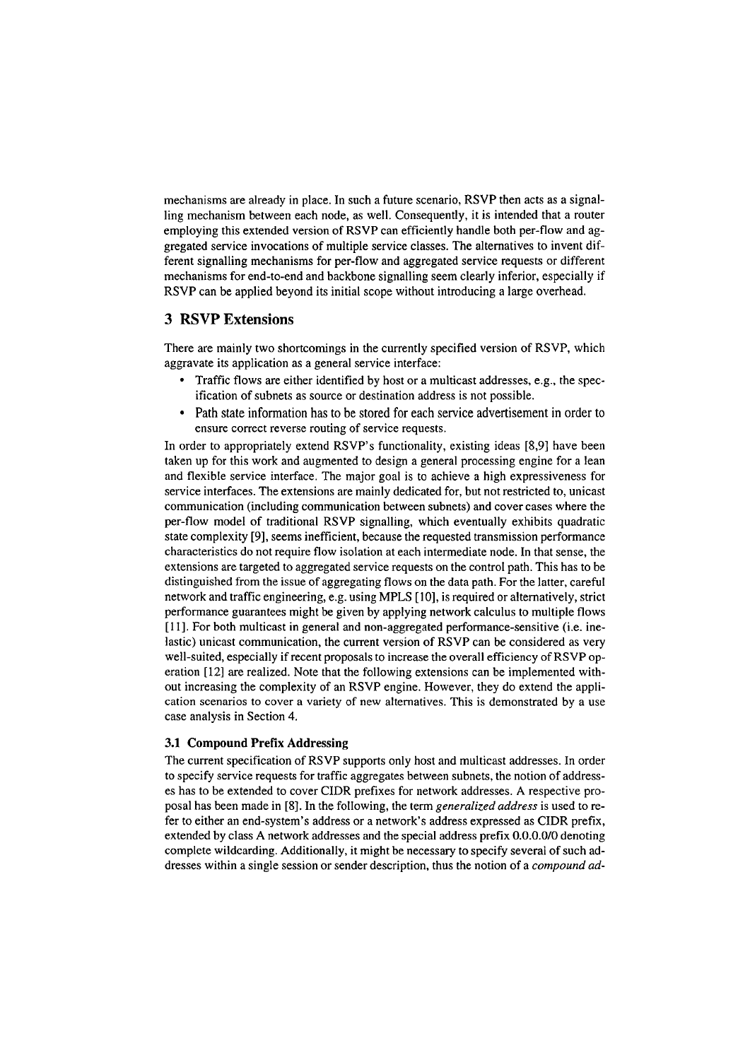mechanisms are already in place. In such a future scenario, RSVP then acts as a signalling mechanism between each node, as well. Consequently, it is intended that a router employing this extended version of RSVP can efficiently handle both per-flow and aggregated service invocations of multiple service classes. The alternatives to invent different signalling mechanisms for per-flow and aggregated service requests or different mechanisms for end-to-end and backbone signalling seem clearly inferior, especially if RSVP can be applied beyond its initial scope without introducing a large overhead.

## 3 RSVP Extensions

There are mainly two shortcomings in the currently specified version of RSVP, which aggravate its application as a general service interface:

- Traffic flows are either identified by host or a multicast addresses, e.g., the specification of subnets as source or destination address is not possible.
- Path state information has to be stored for each service advertisement in order to ensure correct reverse routing of service requests.

In order to appropriately extend RSVP's functionality, existing ideas [8,9] have been taken up for this work and augmented to design a general processing engine for a lean and flexible service interface. The major goal is to achieve a high expressiveness for service interfaces. The extensions are mainly dedicated for, but not restricted to, unicast communication (including communication between subnets) and cover cases where the per-flow model of traditional RSVP signalling, which eventually exhibits quadratic state complexity [9], seems inefficient, because the requested transmission performance characteristics do not require flow isolation at each intermediate node. In that sense, the extensions are targeted to aggregated service requests on the control path. This has to be distinguished from the issue of aggregating flows on the data path. For the latter, careful network and traffic engineering, e.g. using MPLS [10], is required or alternatively, strict performance guarantees might be given by applying network calculus to multiple flows [11]. For both multicast in general and non-aggregated performance-sensitive (i.e. inelastic) unicast communication, the current version of RSVP can be considered as very well-suited, especially if recent proposals to increase the overall efficiency of RSVP operation [12] are realized. Note that the following extensions can be implemented without increasing the complexity of an RSVP engine. However, they do extend the application scenarios to cover a variety of new alternatives. This is demonstrated by a use case analysis in Section 4.

### 3.1 Compound Prefix Addressing

The current specification of RSVP supports only host and multicast addresses. In order to specify service requests for traffic aggregates between subnets, the notion of addresses has to be extended to cover CIDR prefixes for network addresses. A respective proposal has been made in [8]. In the following, the term *generalized address* is used to refer to either an end-system's address or a network's address expressed as CIDR prefix, extended by class A network addresses and the special address prefix 0.0.0.0/0 denoting complete wildcarding. Additionally, it might be necessary to specify several of such addresses within a single session or sender description, thus the notion of a *compound ad-*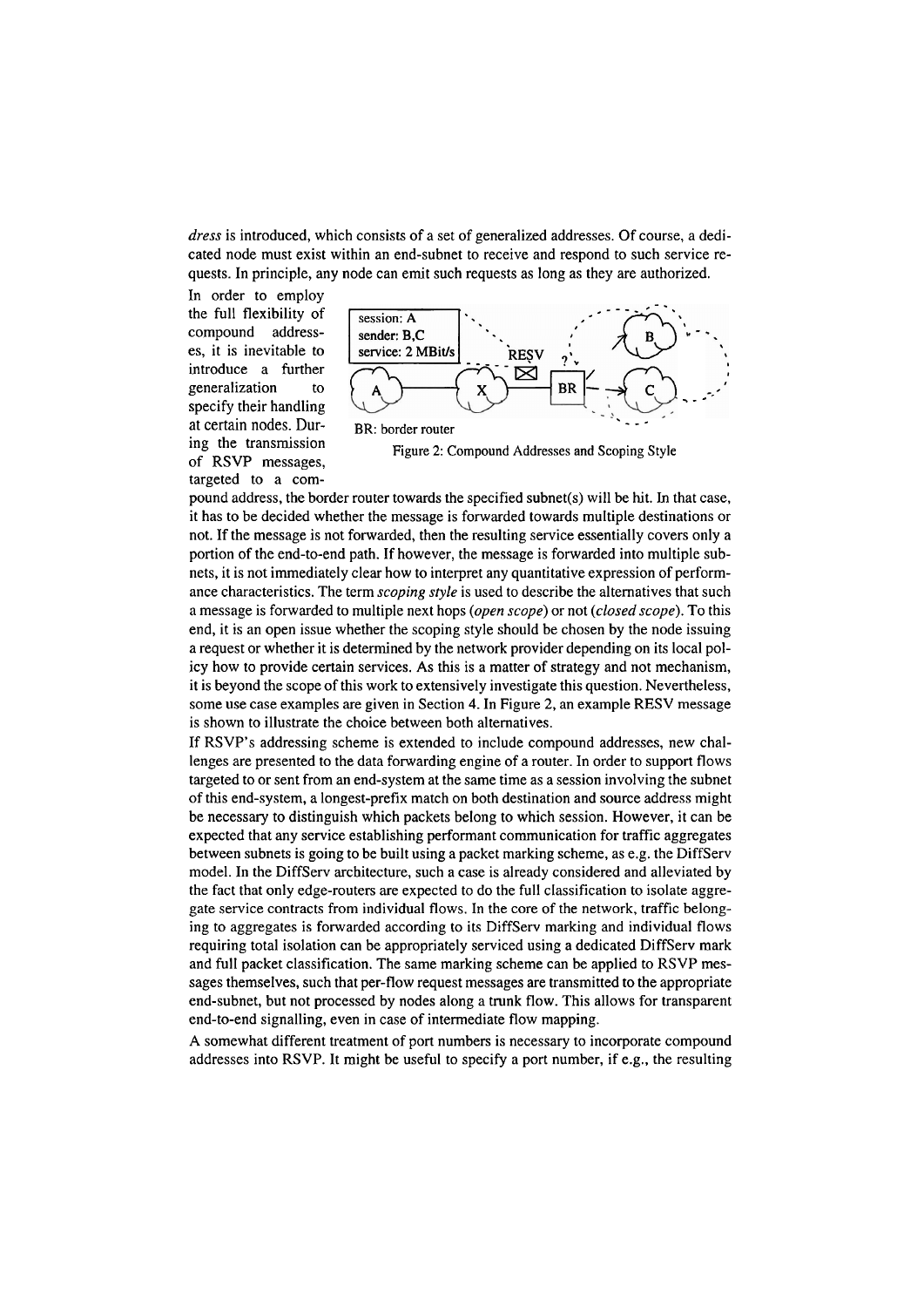*dress* is introduced, which consists of a set of generalized addresses. Of course, a dedicated node must exist within an end-subnet to receive and respond to such service requests. In principle, any node can emit such requests as long as they are authorized.

In order to employ the full flexibility of compound addresses, it is inevitable to introduce a further generalization to specify their handling at certain nodes. During the transmission of RSVP messages, targeted to a compound address, the border router towards the specified subnet(s) will be hit. In that case, it has to be decided whether the message is forwarded towards multiple destinations or not. If the message is not forwarded, then the resulting service essentially covers only a portion of the end-to-end path. If however, the message is forwarded into multiple subnets, it is not immediately clear how to interpret any quantitative expression of performance characteristics. The term *scoping style* is used to describe the alternatives that such a message is forwarded to multiple next hops (*open scope*) or not (*closed scope*). To this end, it is an open issue whether the scoping style should be chosen by the node issuing a request or whether it is determined by the network provider depending on its local policy how to provide certain services. As this is a matter of strategy and not mechanism, it is beyond the scope of this work to extensively investigate this question. Nevertheless, some use case examples are given in Section 4. In Figure 2, an example RESV message is shown to illustrate the choice between both alternatives.

session: A
sender: B,C
service: 2 MBit/s

RESV

BR: border router

Figure 2: Compound Addresses and Scoping Style

If RSVP's addressing scheme is extended to include compound addresses, new challenges are presented to the data forwarding engine of a router. In order to support flows targeted to or sent from an end-system at the same time as a session involving the subnet of this end-system, a longest-prefix match on both destination and source address might be necessary to distinguish which packets belong to which session. However, it can be expected that any service establishing performant communication for traffic aggregates between subnets is going to be built using a packet marking scheme, as e.g. the DiffServ model. In the DiffServ architecture, such a case is already considered and alleviated by the fact that only edge-routers are expected to do the full classification to isolate aggregate service contracts from individual flows. In the core of the network, traffic belonging to aggregates is forwarded according to its DiffServ marking and individual flows requiring total isolation can be appropriately serviced using a dedicated DiffServ mark and full packet classification. The same marking scheme can be applied to RSVP messages themselves, such that per-flow request messages are transmitted to the appropriate end-subnet, but not processed by nodes along a trunk flow. This allows for transparent end-to-end signalling, even in case of intermediate flow mapping.

A somewhat different treatment of port numbers is necessary to incorporate compound addresses into RSVP. It might be useful to specify a port number, if e.g., the resulting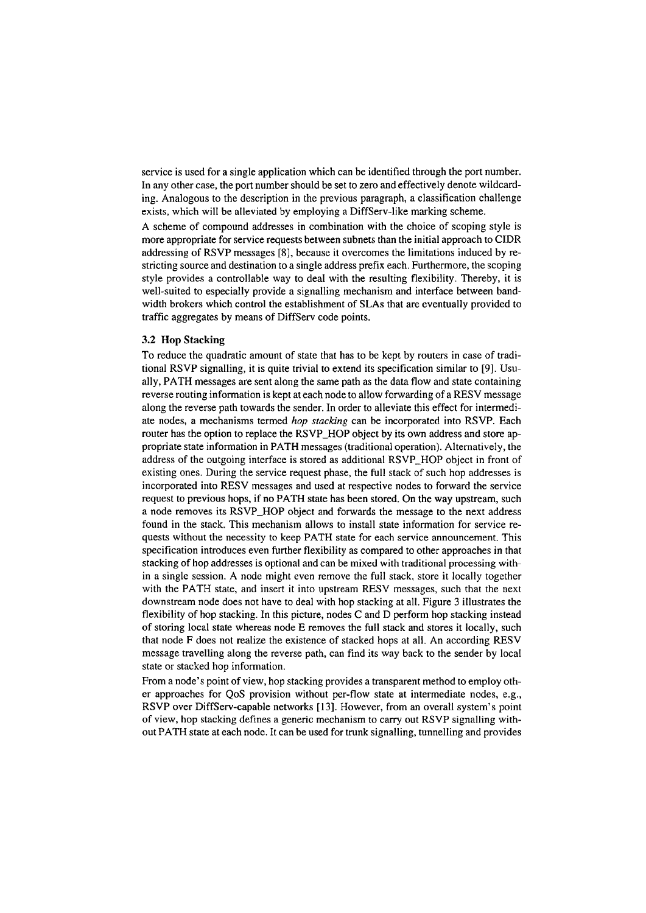service is used for a single application which can be identified through the port number. In any other case, the port number should be set to zero and effectively denote wildcarding. Analogous to the description in the previous paragraph, a classification challenge exists, which will be alleviated by employing a DiffServ-like marking scheme.

A scheme of compound addresses in combination with the choice of scoping style is more appropriate for service requests between subnets than the initial approach to CIDR addressing of RSVP messages [8], because it overcomes the limitations induced by restricting source and destination to a single address prefix each. Furthermore, the scoping style provides a controllable way to deal with the resulting flexibility. Thereby, it is well-suited to especially provide a signalling mechanism and interface between bandwidth brokers which control the establishment of SLAs that are eventually provided to traffic aggregates by means of DiffServ code points.

### 3.2 Hop Stacking

To reduce the quadratic amount of state that has to be kept by routers in case of traditional RSVP signalling, it is quite trivial to extend its specification similar to [9]. Usually, PATH messages are sent along the same path as the data flow and state containing reverse routing information is kept at each node to allow forwarding of a RESV message along the reverse path towards the sender. In order to alleviate this effect for intermediate nodes, a mechanisms termed *hop stacking* can be incorporated into RSVP. Each router has the option to replace the RSVP_HOP object by its own address and store appropriate state information in PATH messages (traditional operation). Alternatively, the address of the outgoing interface is stored as additional RSVP_HOP object in front of existing ones. During the service request phase, the full stack of such hop addresses is incorporated into RESV messages and used at respective nodes to forward the service request to previous hops, if no PATH state has been stored. On the way upstream, such a node removes its RSVP_HOP object and forwards the message to the next address found in the stack. This mechanism allows to install state information for service requests without the necessity to keep PATH state for each service announcement. This specification introduces even further flexibility as compared to other approaches in that stacking of hop addresses is optional and can be mixed with traditional processing within a single session. A node might even remove the full stack, store it locally together with the PATH state, and insert it into upstream RESV messages, such that the next downstream node does not have to deal with hop stacking at all. Figure 3 illustrates the flexibility of hop stacking. In this picture, nodes C and D perform hop stacking instead of storing local state whereas node E removes the full stack and stores it locally, such that node F does not realize the existence of stacked hops at all. An according RESV message travelling along the reverse path, can find its way back to the sender by local state or stacked hop information.

From a node's point of view, hop stacking provides a transparent method to employ other approaches for QoS provision without per-flow state at intermediate nodes, e.g., RSVP over DiffServ-capable networks [13]. However, from an overall system's point of view, hop stacking defines a generic mechanism to carry out RSVP signalling without PATH state at each node. It can be used for trunk signalling, tunnelling and provides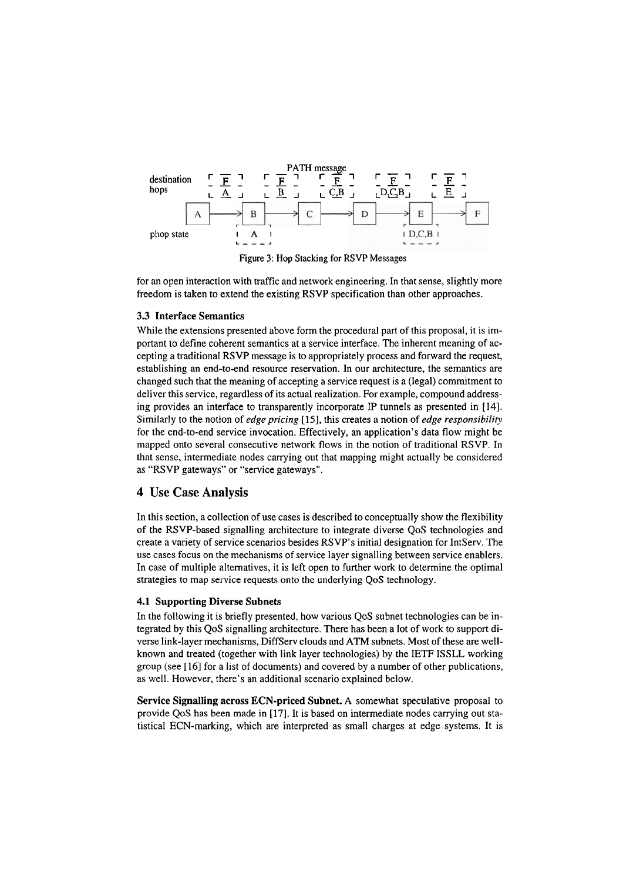PATH message

destination hops: F/A, F/B, F/C,B, F/D,C,B, F/E

A → B → C → D → E → F

phop state: A (at B), D,C,B (at E)

Figure 3: Hop Stacking for RSVP Messages

for an open interaction with traffic and network engineering. In that sense, slightly more freedom is taken to extend the existing RSVP specification than other approaches.

### 3.3 Interface Semantics

While the extensions presented above form the procedural part of this proposal, it is important to define coherent semantics at a service interface. The inherent meaning of accepting a traditional RSVP message is to appropriately process and forward the request, establishing an end-to-end resource reservation. In our architecture, the semantics are changed such that the meaning of accepting a service request is a (legal) commitment to deliver this service, regardless of its actual realization. For example, compound addressing provides an interface to transparently incorporate IP tunnels as presented in [14]. Similarly to the notion of *edge pricing* [15], this creates a notion of *edge responsibility* for the end-to-end service invocation. Effectively, an application's data flow might be mapped onto several consecutive network flows in the notion of traditional RSVP. In that sense, intermediate nodes carrying out that mapping might actually be considered as "RSVP gateways" or "service gateways".

## 4 Use Case Analysis

In this section, a collection of use cases is described to conceptually show the flexibility of the RSVP-based signalling architecture to integrate diverse QoS technologies and create a variety of service scenarios besides RSVP's initial designation for IntServ. The use cases focus on the mechanisms of service layer signalling between service enablers. In case of multiple alternatives, it is left open to further work to determine the optimal strategies to map service requests onto the underlying QoS technology.

### 4.1 Supporting Diverse Subnets

In the following it is briefly presented, how various QoS subnet technologies can be integrated by this QoS signalling architecture. There has been a lot of work to support diverse link-layer mechanisms, DiffServ clouds and ATM subnets. Most of these are well-known and treated (together with link layer technologies) by the IETF ISSLL working group (see [16] for a list of documents) and covered by a number of other publications, as well. However, there's an additional scenario explained below.

**Service Signalling across ECN-priced Subnet.** A somewhat speculative proposal to provide QoS has been made in [17]. It is based on intermediate nodes carrying out statistical ECN-marking, which are interpreted as small charges at edge systems. It is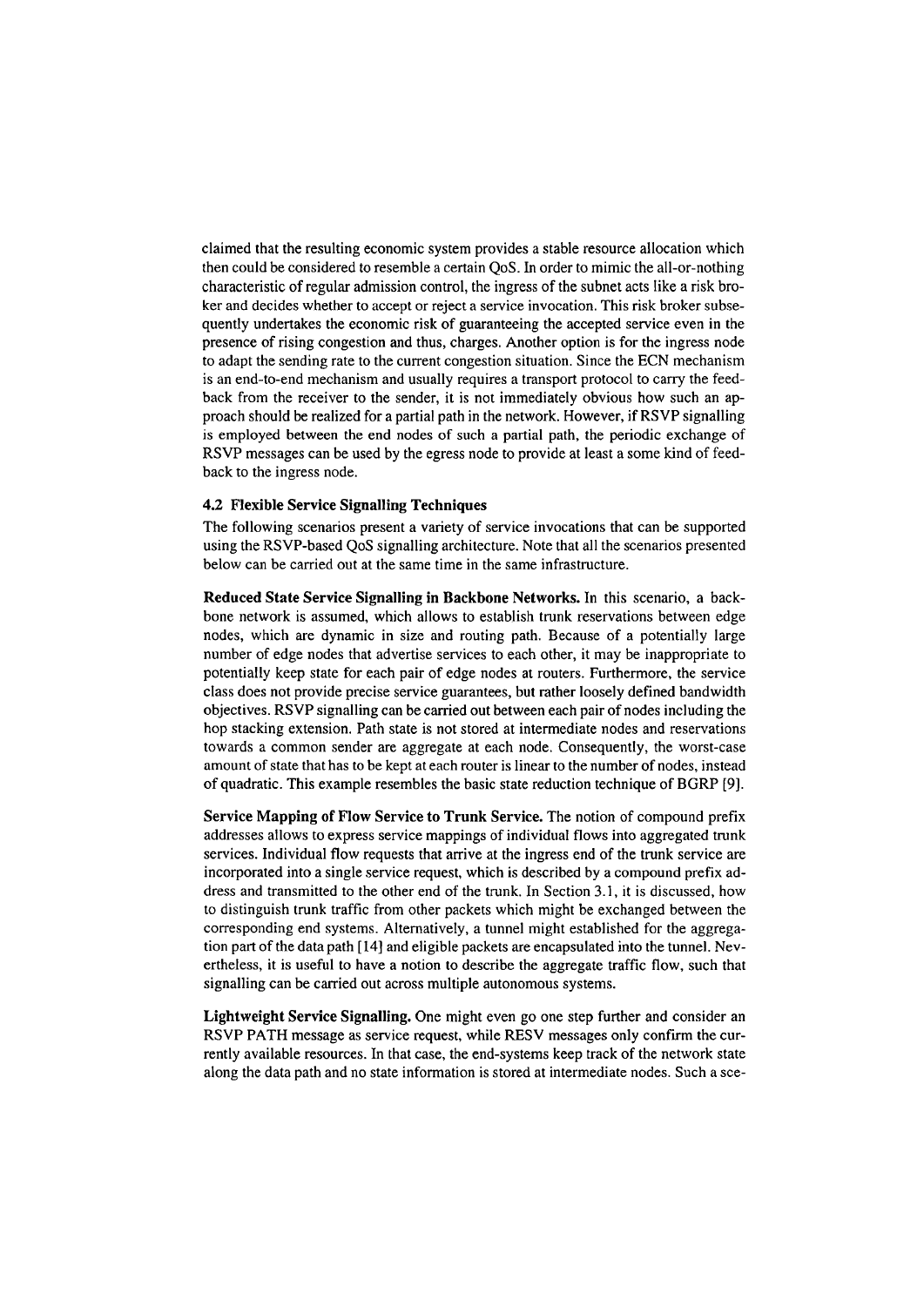claimed that the resulting economic system provides a stable resource allocation which then could be considered to resemble a certain QoS. In order to mimic the all-or-nothing characteristic of regular admission control, the ingress of the subnet acts like a risk broker and decides whether to accept or reject a service invocation. This risk broker subsequently undertakes the economic risk of guaranteeing the accepted service even in the presence of rising congestion and thus, charges. Another option is for the ingress node to adapt the sending rate to the current congestion situation. Since the ECN mechanism is an end-to-end mechanism and usually requires a transport protocol to carry the feedback from the receiver to the sender, it is not immediately obvious how such an approach should be realized for a partial path in the network. However, if RSVP signalling is employed between the end nodes of such a partial path, the periodic exchange of RSVP messages can be used by the egress node to provide at least a some kind of feedback to the ingress node.

### 4.2 Flexible Service Signalling Techniques

The following scenarios present a variety of service invocations that can be supported using the RSVP-based QoS signalling architecture. Note that all the scenarios presented below can be carried out at the same time in the same infrastructure.

**Reduced State Service Signalling in Backbone Networks.** In this scenario, a backbone network is assumed, which allows to establish trunk reservations between edge nodes, which are dynamic in size and routing path. Because of a potentially large number of edge nodes that advertise services to each other, it may be inappropriate to potentially keep state for each pair of edge nodes at routers. Furthermore, the service class does not provide precise service guarantees, but rather loosely defined bandwidth objectives. RSVP signalling can be carried out between each pair of nodes including the hop stacking extension. Path state is not stored at intermediate nodes and reservations towards a common sender are aggregate at each node. Consequently, the worst-case amount of state that has to be kept at each router is linear to the number of nodes, instead of quadratic. This example resembles the basic state reduction technique of BGRP [9].

**Service Mapping of Flow Service to Trunk Service.** The notion of compound prefix addresses allows to express service mappings of individual flows into aggregated trunk services. Individual flow requests that arrive at the ingress end of the trunk service are incorporated into a single service request, which is described by a compound prefix address and transmitted to the other end of the trunk. In Section 3.1, it is discussed, how to distinguish trunk traffic from other packets which might be exchanged between the corresponding end systems. Alternatively, a tunnel might established for the aggregation part of the data path [14] and eligible packets are encapsulated into the tunnel. Nevertheless, it is useful to have a notion to describe the aggregate traffic flow, such that signalling can be carried out across multiple autonomous systems.

**Lightweight Service Signalling.** One might even go one step further and consider an RSVP PATH message as service request, while RESV messages only confirm the currently available resources. In that case, the end-systems keep track of the network state along the data path and no state information is stored at intermediate nodes. Such a sce-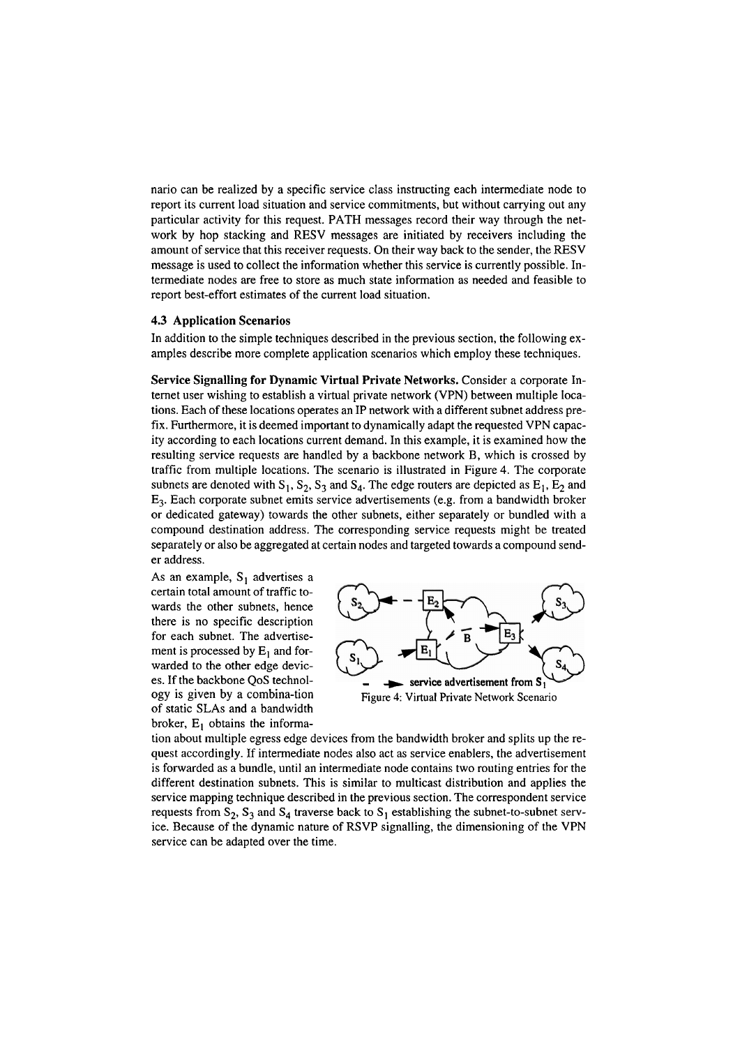nario can be realized by a specific service class instructing each intermediate node to report its current load situation and service commitments, but without carrying out any particular activity for this request. PATH messages record their way through the network by hop stacking and RESV messages are initiated by receivers including the amount of service that this receiver requests. On their way back to the sender, the RESV message is used to collect the information whether this service is currently possible. Intermediate nodes are free to store as much state information as needed and feasible to report best-effort estimates of the current load situation.

### 4.3 Application Scenarios

In addition to the simple techniques described in the previous section, the following examples describe more complete application scenarios which employ these techniques.

**Service Signalling for Dynamic Virtual Private Networks.** Consider a corporate Internet user wishing to establish a virtual private network (VPN) between multiple locations. Each of these locations operates an IP network with a different subnet address prefix. Furthermore, it is deemed important to dynamically adapt the requested VPN capacity according to each locations current demand. In this example, it is examined how the resulting service requests are handled by a backbone network B, which is crossed by traffic from multiple locations. The scenario is illustrated in Figure 4. The corporate subnets are denoted with $S_1$, $S_2$, $S_3$ and $S_4$. The edge routers are depicted as $E_1$, $E_2$ and $E_3$. Each corporate subnet emits service advertisements (e.g. from a bandwidth broker or dedicated gateway) towards the other subnets, either separately or bundled with a compound destination address. The corresponding service requests might be treated separately or also be aggregated at certain nodes and targeted towards a compound sender address.

As an example, $S_1$ advertises a certain total amount of traffic towards the other subnets, hence there is no specific description for each subnet. The advertisement is processed by $E_1$ and forwarded to the other edge devices. If the backbone QoS technology is given by a combina-tion of static SLAs and a bandwidth broker, $E_1$ obtains the information about multiple egress edge devices from the bandwidth broker and splits up the request accordingly. If intermediate nodes also act as service enablers, the advertisement is forwarded as a bundle, until an intermediate node contains two routing entries for the different destination subnets. This is similar to multicast distribution and applies the service mapping technique described in the previous section. The correspondent service requests from $S_2$, $S_3$ and $S_4$ traverse back to $S_1$ establishing the subnet-to-subnet service. Because of the dynamic nature of RSVP signalling, the dimensioning of the VPN service can be adapted over the time.

Figure 4: Virtual Private Network Scenario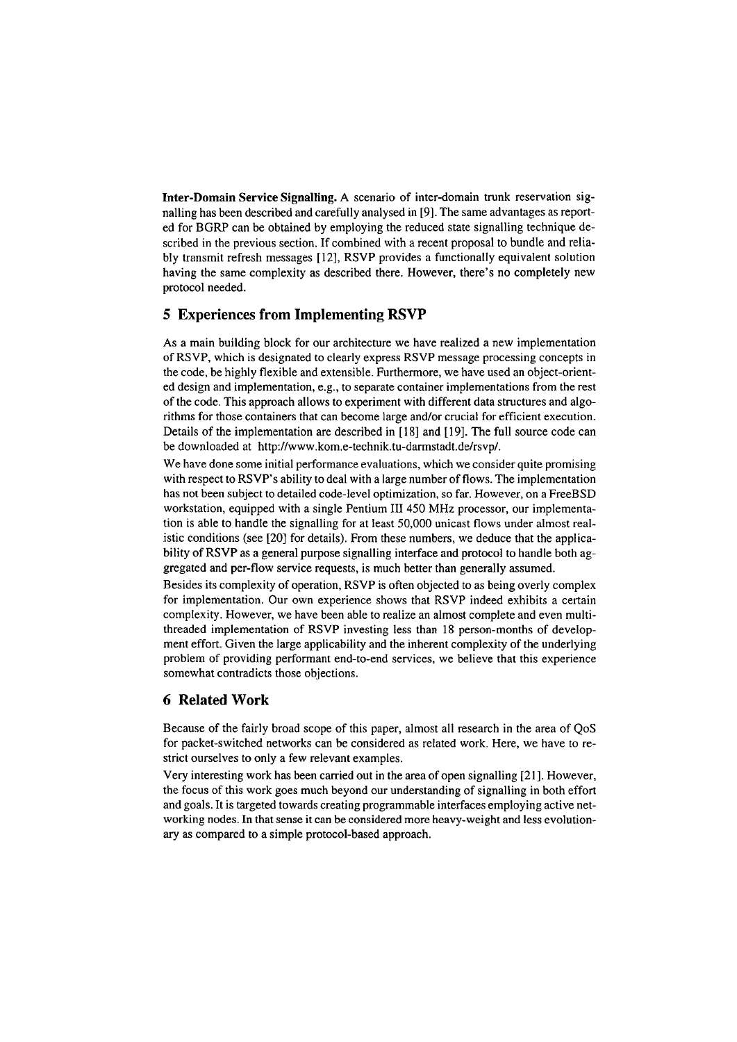**Inter-Domain Service Signalling.** A scenario of inter-domain trunk reservation signalling has been described and carefully analysed in [9]. The same advantages as reported for BGRP can be obtained by employing the reduced state signalling technique described in the previous section. If combined with a recent proposal to bundle and reliably transmit refresh messages [12], RSVP provides a functionally equivalent solution having the same complexity as described there. However, there's no completely new protocol needed.

## 5 Experiences from Implementing RSVP

As a main building block for our architecture we have realized a new implementation of RSVP, which is designated to clearly express RSVP message processing concepts in the code, be highly flexible and extensible. Furthermore, we have used an object-oriented design and implementation, e.g., to separate container implementations from the rest of the code. This approach allows to experiment with different data structures and algorithms for those containers that can become large and/or crucial for efficient execution. Details of the implementation are described in [18] and [19]. The full source code can be downloaded at http://www.kom.e-technik.tu-darmstadt.de/rsvp/.

We have done some initial performance evaluations, which we consider quite promising with respect to RSVP's ability to deal with a large number of flows. The implementation has not been subject to detailed code-level optimization, so far. However, on a FreeBSD workstation, equipped with a single Pentium III 450 MHz processor, our implementation is able to handle the signalling for at least 50,000 unicast flows under almost realistic conditions (see [20] for details). From these numbers, we deduce that the applicability of RSVP as a general purpose signalling interface and protocol to handle both aggregated and per-flow service requests, is much better than generally assumed.

Besides its complexity of operation, RSVP is often objected to as being overly complex for implementation. Our own experience shows that RSVP indeed exhibits a certain complexity. However, we have been able to realize an almost complete and even multi-threaded implementation of RSVP investing less than 18 person-months of development effort. Given the large applicability and the inherent complexity of the underlying problem of providing performant end-to-end services, we believe that this experience somewhat contradicts those objections.

## 6 Related Work

Because of the fairly broad scope of this paper, almost all research in the area of QoS for packet-switched networks can be considered as related work. Here, we have to restrict ourselves to only a few relevant examples.

Very interesting work has been carried out in the area of open signalling [21]. However, the focus of this work goes much beyond our understanding of signalling in both effort and goals. It is targeted towards creating programmable interfaces employing active networking nodes. In that sense it can be considered more heavy-weight and less evolutionary as compared to a simple protocol-based approach.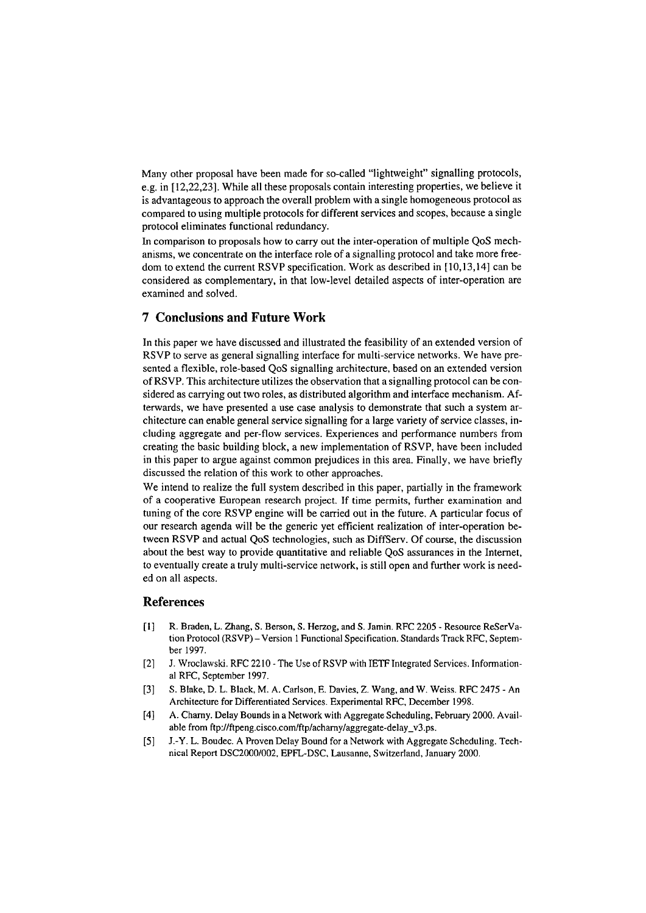Many other proposal have been made for so-called "lightweight" signalling protocols, e.g. in [12,22,23]. While all these proposals contain interesting properties, we believe it is advantageous to approach the overall problem with a single homogeneous protocol as compared to using multiple protocols for different services and scopes, because a single protocol eliminates functional redundancy.

In comparison to proposals how to carry out the inter-operation of multiple QoS mechanisms, we concentrate on the interface role of a signalling protocol and take more freedom to extend the current RSVP specification. Work as described in [10,13,14] can be considered as complementary, in that low-level detailed aspects of inter-operation are examined and solved.

## 7 Conclusions and Future Work

In this paper we have discussed and illustrated the feasibility of an extended version of RSVP to serve as general signalling interface for multi-service networks. We have presented a flexible, role-based QoS signalling architecture, based on an extended version of RSVP. This architecture utilizes the observation that a signalling protocol can be considered as carrying out two roles, as distributed algorithm and interface mechanism. Afterwards, we have presented a use case analysis to demonstrate that such a system architecture can enable general service signalling for a large variety of service classes, including aggregate and per-flow services. Experiences and performance numbers from creating the basic building block, a new implementation of RSVP, have been included in this paper to argue against common prejudices in this area. Finally, we have briefly discussed the relation of this work to other approaches.

We intend to realize the full system described in this paper, partially in the framework of a cooperative European research project. If time permits, further examination and tuning of the core RSVP engine will be carried out in the future. A particular focus of our research agenda will be the generic yet efficient realization of inter-operation between RSVP and actual QoS technologies, such as DiffServ. Of course, the discussion about the best way to provide quantitative and reliable QoS assurances in the Internet, to eventually create a truly multi-service network, is still open and further work is needed on all aspects.

## References

[1] R. Braden, L. Zhang, S. Berson, S. Herzog, and S. Jamin. RFC 2205 - Resource ReSerVation Protocol (RSVP) – Version 1 Functional Specification. Standards Track RFC, September 1997.

[2] J. Wroclawski. RFC 2210 - The Use of RSVP with IETF Integrated Services. Informational RFC, September 1997.

[3] S. Blake, D. L. Black, M. A. Carlson, E. Davies, Z. Wang, and W. Weiss. RFC 2475 - An Architecture for Differentiated Services. Experimental RFC, December 1998.

[4] A. Charny. Delay Bounds in a Network with Aggregate Scheduling, February 2000. Available from ftp://ftpeng.cisco.com/ftp/acharny/aggregate-delay_v3.ps.

[5] J.-Y. L. Boudec. A Proven Delay Bound for a Network with Aggregate Scheduling. Technical Report DSC2000/002, EPFL-DSC, Lausanne, Switzerland, January 2000.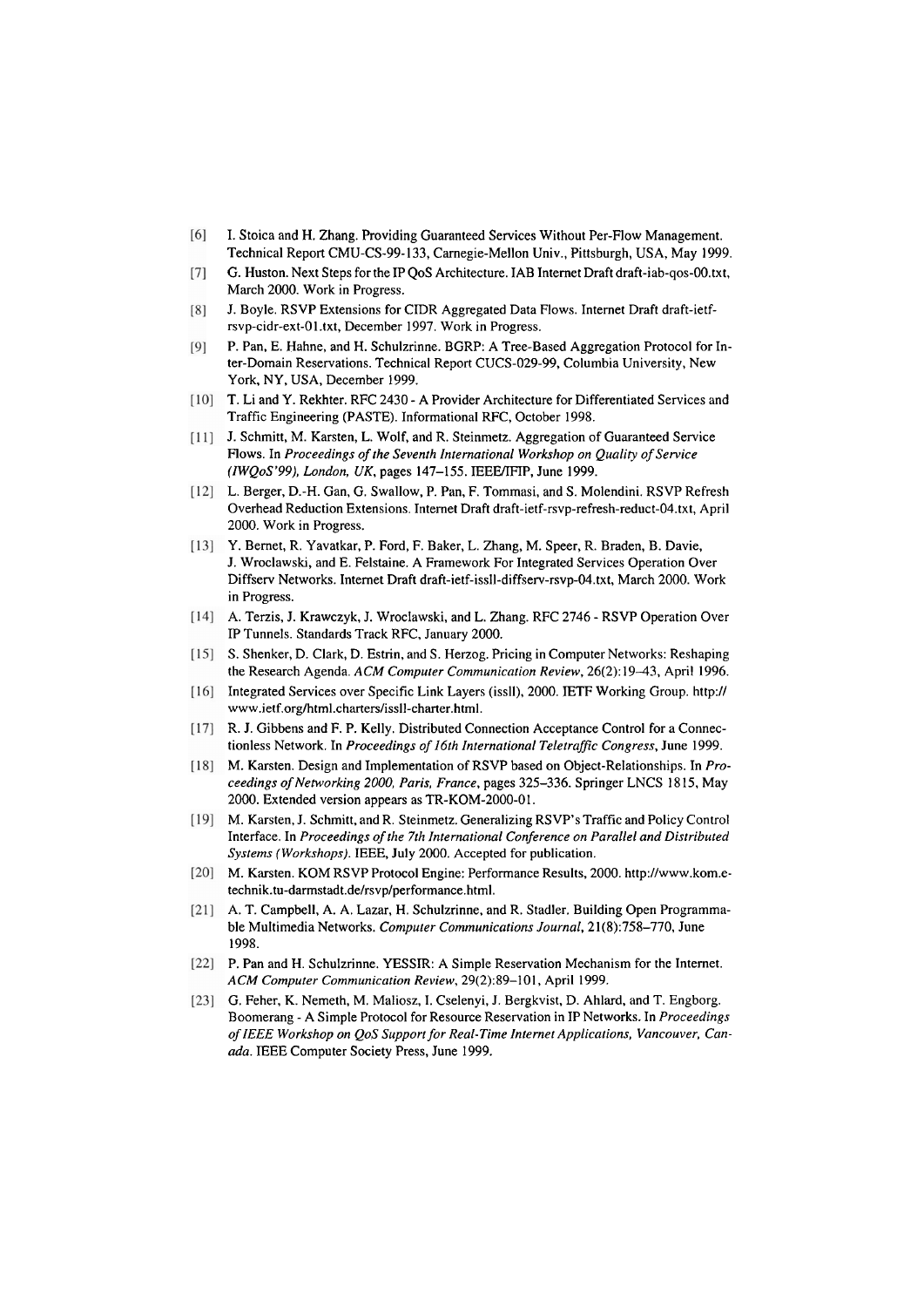[6] I. Stoica and H. Zhang. Providing Guaranteed Services Without Per-Flow Management. Technical Report CMU-CS-99-133, Carnegie-Mellon Univ., Pittsburgh, USA, May 1999.

[7] G. Huston. Next Steps for the IP QoS Architecture. IAB Internet Draft draft-iab-qos-00.txt, March 2000. Work in Progress.

[8] J. Boyle. RSVP Extensions for CIDR Aggregated Data Flows. Internet Draft draft-ietf-rsvp-cidr-ext-01.txt, December 1997. Work in Progress.

[9] P. Pan, E. Hahne, and H. Schulzrinne. BGRP: A Tree-Based Aggregation Protocol for Inter-Domain Reservations. Technical Report CUCS-029-99, Columbia University, New York, NY, USA, December 1999.

[10] T. Li and Y. Rekhter. RFC 2430 - A Provider Architecture for Differentiated Services and Traffic Engineering (PASTE). Informational RFC, October 1998.

[11] J. Schmitt, M. Karsten, L. Wolf, and R. Steinmetz. Aggregation of Guaranteed Service Flows. In *Proceedings of the Seventh International Workshop on Quality of Service (IWQoS'99), London, UK*, pages 147–155. IEEE/IFIP, June 1999.

[12] L. Berger, D.-H. Gan, G. Swallow, P. Pan, F. Tommasi, and S. Molendini. RSVP Refresh Overhead Reduction Extensions. Internet Draft draft-ietf-rsvp-refresh-reduct-04.txt, April 2000. Work in Progress.

[13] Y. Bernet, R. Yavatkar, P. Ford, F. Baker, L. Zhang, M. Speer, R. Braden, B. Davie, J. Wroclawski, and E. Felstaine. A Framework For Integrated Services Operation Over Diffserv Networks. Internet Draft draft-ietf-issll-diffserv-rsvp-04.txt, March 2000. Work in Progress.

[14] A. Terzis, J. Krawczyk, J. Wroclawski, and L. Zhang. RFC 2746 - RSVP Operation Over IP Tunnels. Standards Track RFC, January 2000.

[15] S. Shenker, D. Clark, D. Estrin, and S. Herzog. Pricing in Computer Networks: Reshaping the Research Agenda. *ACM Computer Communication Review*, 26(2):19–43, April 1996.

[16] Integrated Services over Specific Link Layers (issll), 2000. IETF Working Group. http://www.ietf.org/html.charters/issll-charter.html.

[17] R. J. Gibbens and F. P. Kelly. Distributed Connection Acceptance Control for a Connectionless Network. In *Proceedings of 16th International Teletraffic Congress*, June 1999.

[18] M. Karsten. Design and Implementation of RSVP based on Object-Relationships. In *Proceedings of Networking 2000, Paris, France*, pages 325–336. Springer LNCS 1815, May 2000. Extended version appears as TR-KOM-2000-01.

[19] M. Karsten, J. Schmitt, and R. Steinmetz. Generalizing RSVP's Traffic and Policy Control Interface. In *Proceedings of the 7th International Conference on Parallel and Distributed Systems (Workshops)*. IEEE, July 2000. Accepted for publication.

[20] M. Karsten. KOM RSVP Protocol Engine: Performance Results, 2000. http://www.kom.e-technik.tu-darmstadt.de/rsvp/performance.html.

[21] A. T. Campbell, A. A. Lazar, H. Schulzrinne, and R. Stadler. Building Open Programmable Multimedia Networks. *Computer Communications Journal*, 21(8):758–770, June 1998.

[22] P. Pan and H. Schulzrinne. YESSIR: A Simple Reservation Mechanism for the Internet. *ACM Computer Communication Review*, 29(2):89–101, April 1999.

[23] G. Feher, K. Nemeth, M. Maliosz, I. Cselenyi, J. Bergkvist, D. Ahlard, and T. Engborg. Boomerang - A Simple Protocol for Resource Reservation in IP Networks. In *Proceedings of IEEE Workshop on QoS Support for Real-Time Internet Applications, Vancouver, Canada*. IEEE Computer Society Press, June 1999.